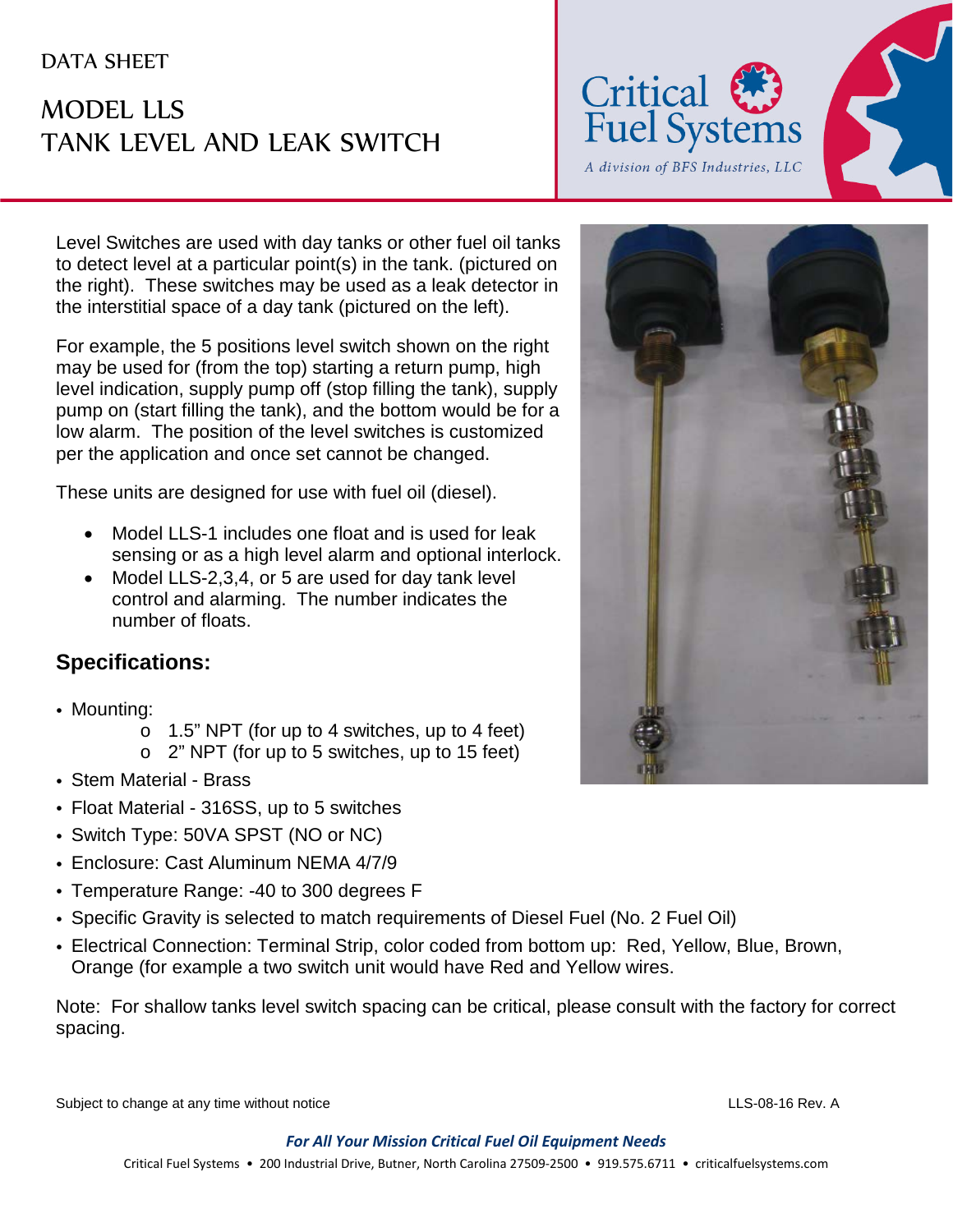DATA SHEET

# MODEL LLS
# TANK LEVEL AND LEAK SWITCH

Critical Fuel Systems
*A division of BFS Industries, LLC*

Level Switches are used with day tanks or other fuel oil tanks to detect level at a particular point(s) in the tank. (pictured on the right). These switches may be used as a leak detector in the interstitial space of a day tank (pictured on the left).

For example, the 5 positions level switch shown on the right may be used for (from the top) starting a return pump, high level indication, supply pump off (stop filling the tank), supply pump on (start filling the tank), and the bottom would be for a low alarm. The position of the level switches is customized per the application and once set cannot be changed.

These units are designed for use with fuel oil (diesel).

- Model LLS-1 includes one float and is used for leak sensing or as a high level alarm and optional interlock.
- Model LLS-2,3,4, or 5 are used for day tank level control and alarming. The number indicates the number of floats.

## Specifications:

- Mounting:
  - 1.5" NPT (for up to 4 switches, up to 4 feet)
  - 2" NPT (for up to 5 switches, up to 15 feet)
- Stem Material - Brass
- Float Material - 316SS, up to 5 switches
- Switch Type: 50VA SPST (NO or NC)
- Enclosure: Cast Aluminum NEMA 4/7/9
- Temperature Range: -40 to 300 degrees F
- Specific Gravity is selected to match requirements of Diesel Fuel (No. 2 Fuel Oil)
- Electrical Connection: Terminal Strip, color coded from bottom up: Red, Yellow, Blue, Brown, Orange (for example a two switch unit would have Red and Yellow wires.

Note: For shallow tanks level switch spacing can be critical, please consult with the factory for correct spacing.

Subject to change at any time without notice

LLS-08-16 Rev. A

***For All Your Mission Critical Fuel Oil Equipment Needs***

Critical Fuel Systems • 200 Industrial Drive, Butner, North Carolina 27509-2500 • 919.575.6711 • criticalfuelsystems.com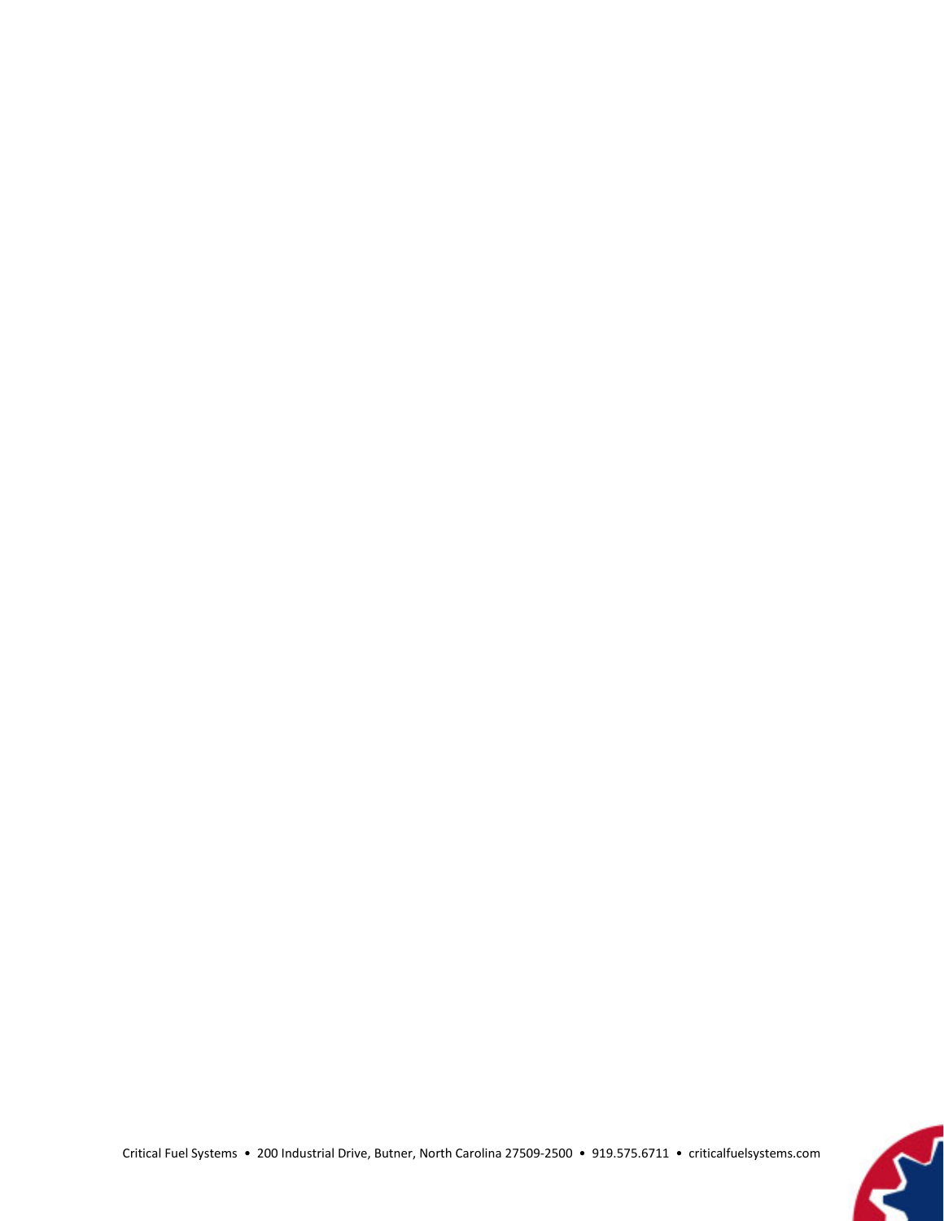Critical Fuel Systems • 200 Industrial Drive, Butner, North Carolina 27509-2500 • 919.575.6711 • criticalfuelsystems.com